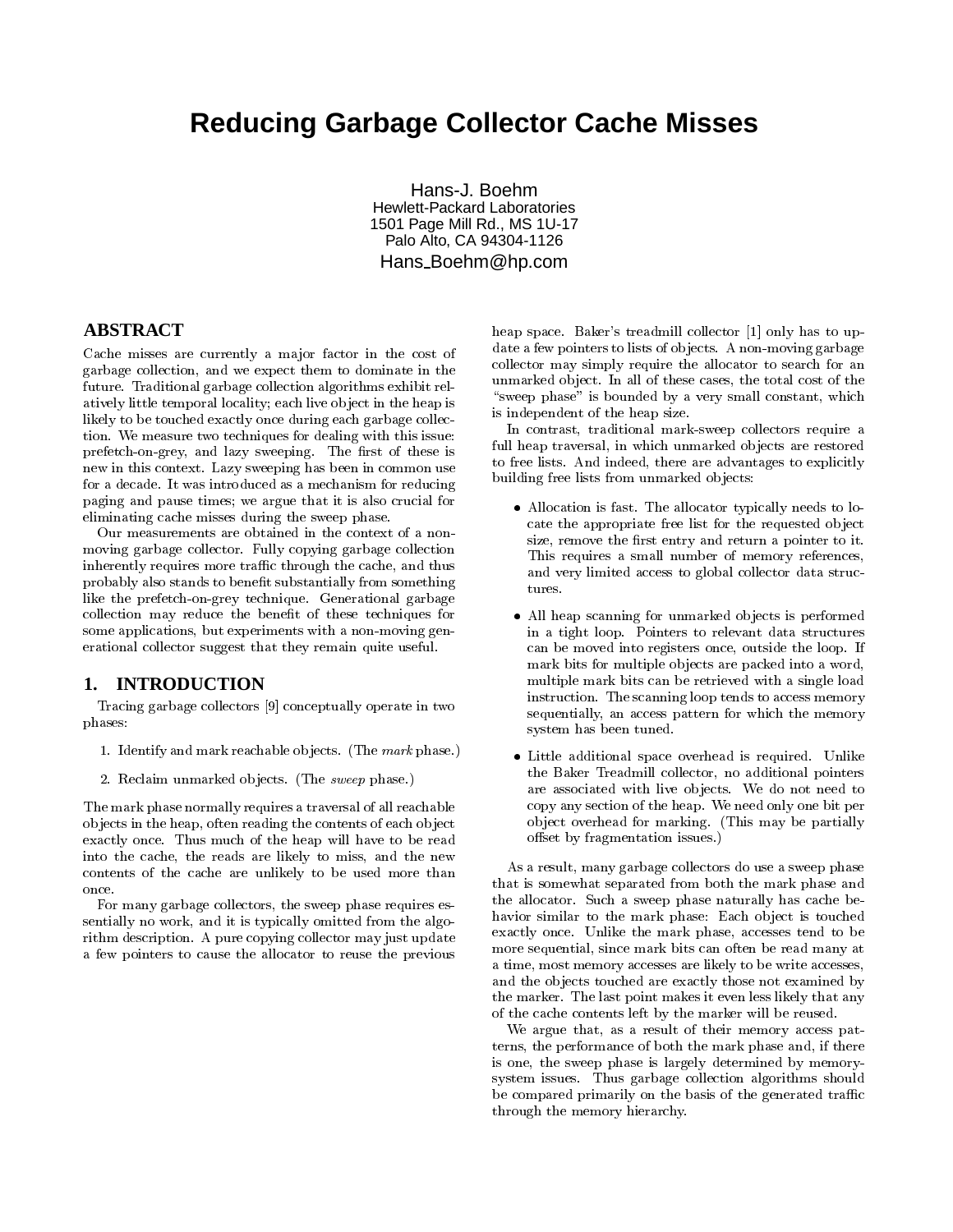# Reducing Garbage Collector Cache Misses

Hans-J. Boehm
Hewlett-Packard Laboratories
1501 Page Mill Rd., MS 1U-17
Palo Alto, CA 94304-1126
Hans_Boehm@hp.com

## ABSTRACT

Cache misses are currently a major factor in the cost of garbage collection, and we expect them to dominate in the future. Traditional garbage collection algorithms exhibit relatively little temporal locality; each live object in the heap is likely to be touched exactly once during each garbage collection. We measure two techniques for dealing with this issue: prefetch-on-grey, and lazy sweeping. The first of these is new in this context. Lazy sweeping has been in common use for a decade. It was introduced as a mechanism for reducing paging and pause times; we argue that it is also crucial for eliminating cache misses during the sweep phase.

Our measurements are obtained in the context of a non-moving garbage collector. Fully copying garbage collection inherently requires more traffic through the cache, and thus probably also stands to benefit substantially from something like the prefetch-on-grey technique. Generational garbage collection may reduce the benefit of these techniques for some applications, but experiments with a non-moving generational collector suggest that they remain quite useful.

## 1. INTRODUCTION

Tracing garbage collectors [9] conceptually operate in two phases:

1. Identify and mark reachable objects. (The *mark* phase.)
2. Reclaim unmarked objects. (The *sweep* phase.)

The mark phase normally requires a traversal of all reachable objects in the heap, often reading the contents of each object exactly once. Thus much of the heap will have to be read into the cache, the reads are likely to miss, and the new contents of the cache are unlikely to be used more than once.

For many garbage collectors, the sweep phase requires essentially no work, and it is typically omitted from the algorithm description. A pure copying collector may just update a few pointers to cause the allocator to reuse the previous heap space. Baker's treadmill collector [1] only has to update a few pointers to lists of objects. A non-moving garbage collector may simply require the allocator to search for an unmarked object. In all of these cases, the total cost of the "sweep phase" is bounded by a very small constant, which is independent of the heap size.

In contrast, traditional mark-sweep collectors require a full heap traversal, in which unmarked objects are restored to free lists. And indeed, there are advantages to explicitly building free lists from unmarked objects:

- Allocation is fast. The allocator typically needs to locate the appropriate free list for the requested object size, remove the first entry and return a pointer to it. This requires a small number of memory references, and very limited access to global collector data structures.
- All heap scanning for unmarked objects is performed in a tight loop. Pointers to relevant data structures can be moved into registers once, outside the loop. If mark bits for multiple objects are packed into a word, multiple mark bits can be retrieved with a single load instruction. The scanning loop tends to access memory sequentially, an access pattern for which the memory system has been tuned.
- Little additional space overhead is required. Unlike the Baker Treadmill collector, no additional pointers are associated with live objects. We do not need to copy any section of the heap. We need only one bit per object overhead for marking. (This may be partially offset by fragmentation issues.)

As a result, many garbage collectors do use a sweep phase that is somewhat separated from both the mark phase and the allocator. Such a sweep phase naturally has cache behavior similar to the mark phase: Each object is touched exactly once. Unlike the mark phase, accesses tend to be more sequential, since mark bits can often be read many at a time, most memory accesses are likely to be write accesses, and the objects touched are exactly those not examined by the marker. The last point makes it even less likely that any of the cache contents left by the marker will be reused.

We argue that, as a result of their memory access patterns, the performance of both the mark phase and, if there is one, the sweep phase is largely determined by memory-system issues. Thus garbage collection algorithms should be compared primarily on the basis of the generated traffic through the memory hierarchy.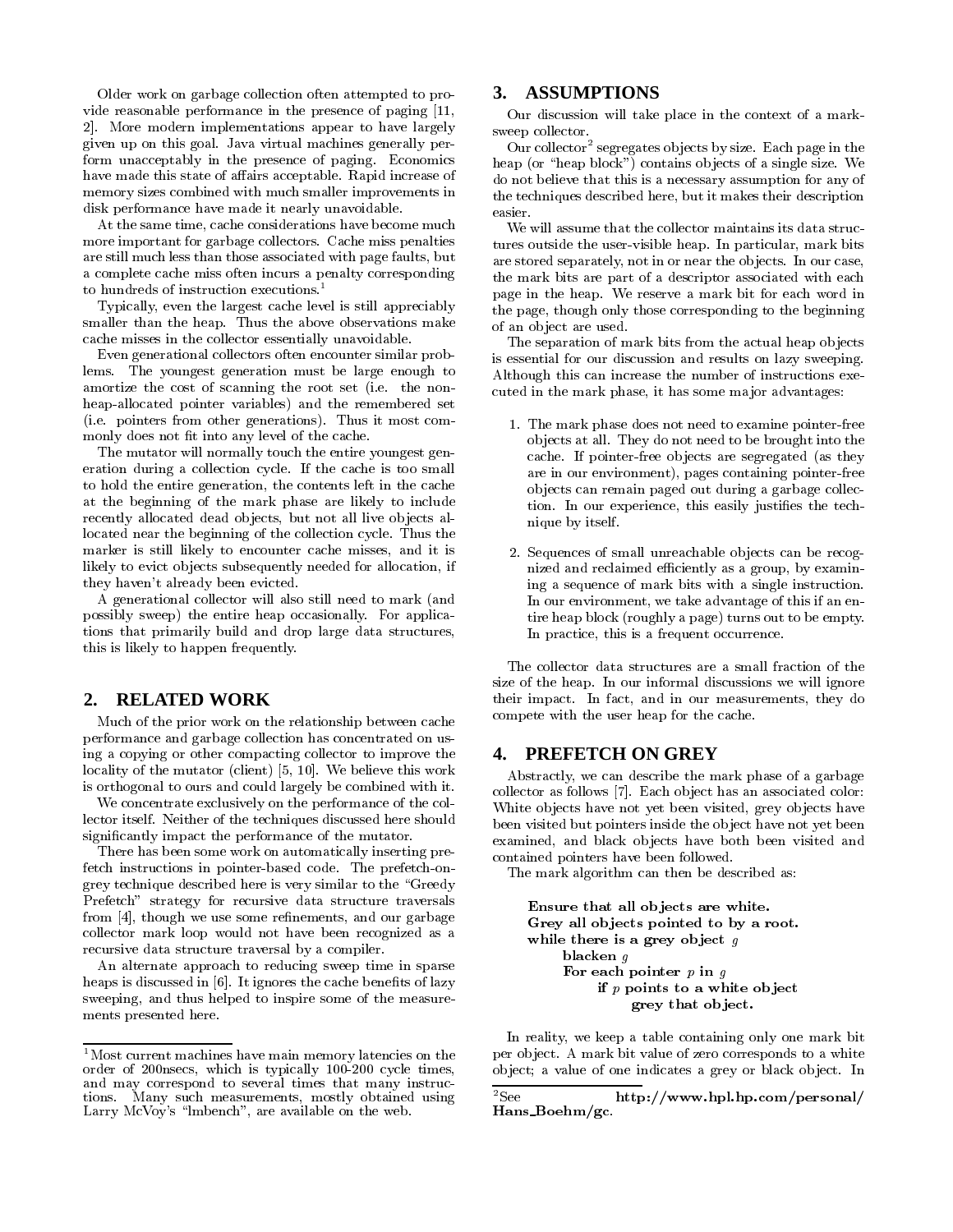Older work on garbage collection often attempted to provide reasonable performance in the presence of paging [11, 2]. More modern implementations appear to have largely given up on this goal. Java virtual machines generally perform unacceptably in the presence of paging. Economics have made this state of affairs acceptable. Rapid increase of memory sizes combined with much smaller improvements in disk performance have made it nearly unavoidable.

At the same time, cache considerations have become much more important for garbage collectors. Cache miss penalties are still much less than those associated with page faults, but a complete cache miss often incurs a penalty corresponding to hundreds of instruction executions.[1]

Typically, even the largest cache level is still appreciably smaller than the heap. Thus the above observations make cache misses in the collector essentially unavoidable.

Even generational collectors often encounter similar problems. The youngest generation must be large enough to amortize the cost of scanning the root set (i.e. the non-heap-allocated pointer variables) and the remembered set (i.e. pointers from other generations). Thus it most commonly does not fit into any level of the cache.

The mutator will normally touch the entire youngest generation during a collection cycle. If the cache is too small to hold the entire generation, the contents left in the cache at the beginning of the mark phase are likely to include recently allocated dead objects, but not all live objects allocated near the beginning of the collection cycle. Thus the marker is still likely to encounter cache misses, and it is likely to evict objects subsequently needed for allocation, if they haven't already been evicted.

A generational collector will also still need to mark (and possibly sweep) the entire heap occasionally. For applications that primarily build and drop large data structures, this is likely to happen frequently.

## 2. RELATED WORK

Much of the prior work on the relationship between cache performance and garbage collection has concentrated on using a copying or other compacting collector to improve the locality of the mutator (client) [5, 10]. We believe this work is orthogonal to ours and could largely be combined with it.

We concentrate exclusively on the performance of the collector itself. Neither of the techniques discussed here should significantly impact the performance of the mutator.

There has been some work on automatically inserting prefetch instructions in pointer-based code. The prefetch-on-grey technique described here is very similar to the "Greedy Prefetch" strategy for recursive data structure traversals from [4], though we use some refinements, and our garbage collector mark loop would not have been recognized as a recursive data structure traversal by a compiler.

An alternate approach to reducing sweep time in sparse heaps is discussed in [6]. It ignores the cache benefits of lazy sweeping, and thus helped to inspire some of the measurements presented here.

## 3. ASSUMPTIONS

Our discussion will take place in the context of a mark-sweep collector.

Our collector[2] segregates objects by size. Each page in the heap (or "heap block") contains objects of a single size. We do not believe that this is a necessary assumption for any of the techniques described here, but it makes their description easier.

We will assume that the collector maintains its data structures outside the user-visible heap. In particular, mark bits are stored separately, not in or near the objects. In our case, the mark bits are part of a descriptor associated with each page in the heap. We reserve a mark bit for each word in the page, though only those corresponding to the beginning of an object are used.

The separation of mark bits from the actual heap objects is essential for our discussion and results on lazy sweeping. Although this can increase the number of instructions executed in the mark phase, it has some major advantages:

1. The mark phase does not need to examine pointer-free objects at all. They do not need to be brought into the cache. If pointer-free objects are segregated (as they are in our environment), pages containing pointer-free objects can remain paged out during a garbage collection. In our experience, this easily justifies the technique by itself.

2. Sequences of small unreachable objects can be recognized and reclaimed efficiently as a group, by examining a sequence of mark bits with a single instruction. In our environment, we take advantage of this if an entire heap block (roughly a page) turns out to be empty. In practice, this is a frequent occurrence.

The collector data structures are a small fraction of the size of the heap. In our informal discussions we will ignore their impact. In fact, and in our measurements, they do compete with the user heap for the cache.

## 4. PREFETCH ON GREY

Abstractly, we can describe the mark phase of a garbage collector as follows [7]. Each object has an associated color: White objects have not yet been visited, grey objects have been visited but pointers inside the object have not yet been examined, and black objects have both been visited and contained pointers have been followed.

The mark algorithm can then be described as:

```
Ensure that all objects are white.
Grey all objects pointed to by a root.
while there is a grey object g
    blacken g
    For each pointer p in g
        if p points to a white object
            grey that object.
```

In reality, we keep a table containing only one mark bit per object. A mark bit value of zero corresponds to a white object; a value of one indicates a grey or black object. In

[1] Most current machines have main memory latencies on the order of 200nsecs, which is typically 100-200 cycle times, and may correspond to several times that many instructions. Many such measurements, mostly obtained using Larry McVoy's "lmbench", are available on the web.

[2] See **http://www.hpl.hp.com/personal/Hans_Boehm/gc**.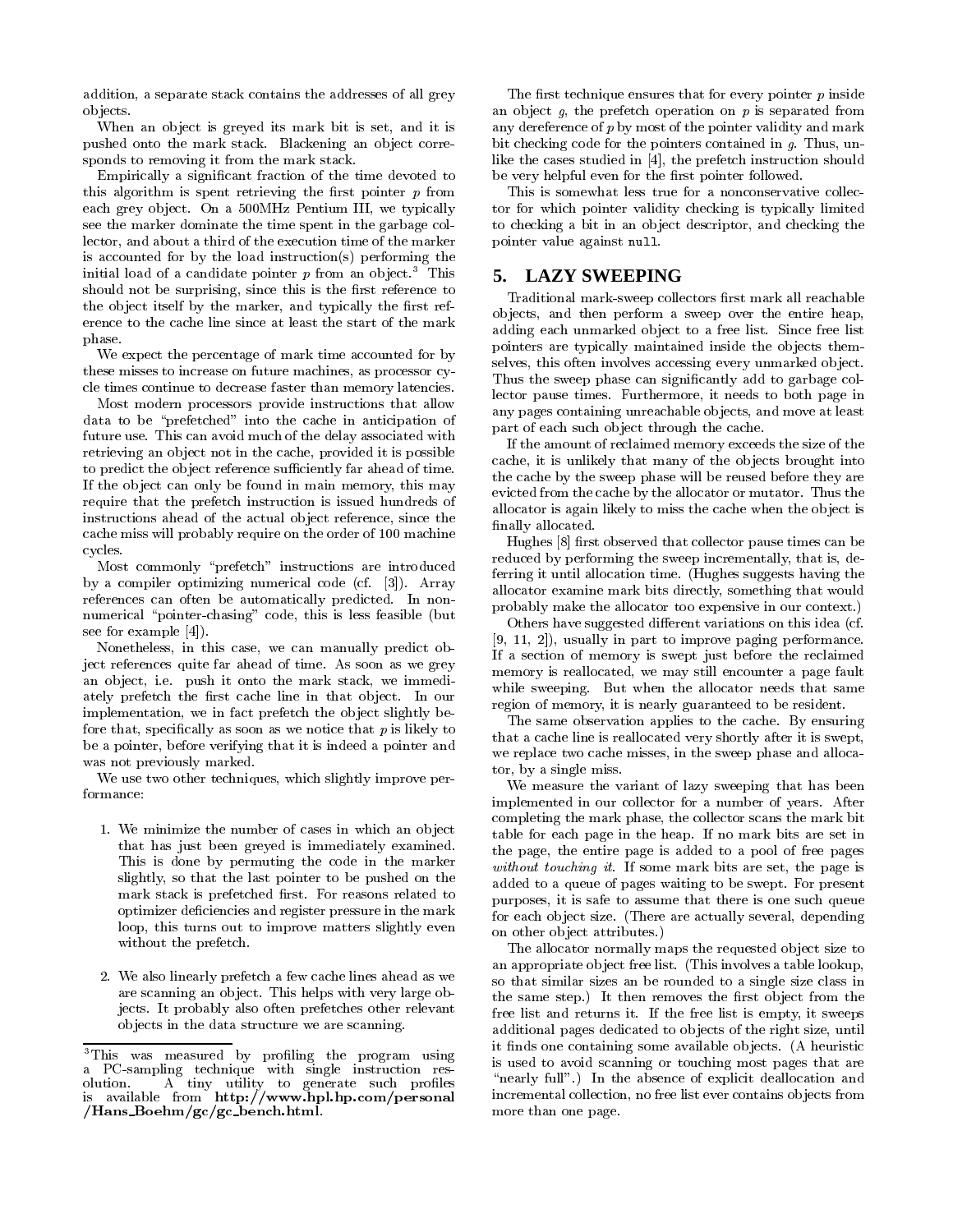addition, a separate stack contains the addresses of all grey objects.

When an object is greyed its mark bit is set, and it is pushed onto the mark stack. Blackening an object corresponds to removing it from the mark stack.

Empirically a significant fraction of the time devoted to this algorithm is spent retrieving the first pointer $p$ from each grey object. On a 500MHz Pentium III, we typically see the marker dominate the time spent in the garbage collector, and about a third of the execution time of the marker is accounted for by the load instruction(s) performing the initial load of a candidate pointer $p$ from an object.[3] This should not be surprising, since this is the first reference to the object itself by the marker, and typically the first reference to the cache line since at least the start of the mark phase.

We expect the percentage of mark time accounted for by these misses to increase on future machines, as processor cycle times continue to decrease faster than memory latencies.

Most modern processors provide instructions that allow data to be "prefetched" into the cache in anticipation of future use. This can avoid much of the delay associated with retrieving an object not in the cache, provided it is possible to predict the object reference sufficiently far ahead of time. If the object can only be found in main memory, this may require that the prefetch instruction is issued hundreds of instructions ahead of the actual object reference, since the cache miss will probably require on the order of 100 machine cycles.

Most commonly "prefetch" instructions are introduced by a compiler optimizing numerical code (cf. [3]). Array references can often be automatically predicted. In nonnumerical "pointer-chasing" code, this is less feasible (but see for example [4]).

Nonetheless, in this case, we can manually predict object references quite far ahead of time. As soon as we grey an object, i.e. push it onto the mark stack, we immediately prefetch the first cache line in that object. In our implementation, we in fact prefetch the object slightly before that, specifically as soon as we notice that $p$ is likely to be a pointer, before verifying that it is indeed a pointer and was not previously marked.

We use two other techniques, which slightly improve performance:

1. We minimize the number of cases in which an object that has just been greyed is immediately examined. This is done by permuting the code in the marker slightly, so that the last pointer to be pushed on the mark stack is prefetched first. For reasons related to optimizer deficiencies and register pressure in the mark loop, this turns out to improve matters slightly even without the prefetch.

2. We also linearly prefetch a few cache lines ahead as we are scanning an object. This helps with very large objects. It probably also often prefetches other relevant objects in the data structure we are scanning.

[3]This was measured by profiling the program using a PC-sampling technique with single instruction resolution. A tiny utility to generate such profiles is available from **http://www.hpl.hp.com/personal/Hans_Boehm/gc/gc_bench.html**.

The first technique ensures that for every pointer $p$ inside an object $g$, the prefetch operation on $p$ is separated from any dereference of $p$ by most of the pointer validity and mark bit checking code for the pointers contained in $g$. Thus, unlike the cases studied in [4], the prefetch instruction should be very helpful even for the first pointer followed.

This is somewhat less true for a nonconservative collector for which pointer validity checking is typically limited to checking a bit in an object descriptor, and checking the pointer value against `null`.

## 5. LAZY SWEEPING

Traditional mark-sweep collectors first mark all reachable objects, and then perform a sweep over the entire heap, adding each unmarked object to a free list. Since free list pointers are typically maintained inside the objects themselves, this often involves accessing every unmarked object. Thus the sweep phase can significantly add to garbage collector pause times. Furthermore, it needs to both page in any pages containing unreachable objects, and move at least part of each such object through the cache.

If the amount of reclaimed memory exceeds the size of the cache, it is unlikely that many of the objects brought into the cache by the sweep phase will be reused before they are evicted from the cache by the allocator or mutator. Thus the allocator is again likely to miss the cache when the object is finally allocated.

Hughes [8] first observed that collector pause times can be reduced by performing the sweep incrementally, that is, deferring it until allocation time. (Hughes suggests having the allocator examine mark bits directly, something that would probably make the allocator too expensive in our context.)

Others have suggested different variations on this idea (cf. [9, 11, 2]), usually in part to improve paging performance. If a section of memory is swept just before the reclaimed memory is reallocated, we may still encounter a page fault while sweeping. But when the allocator needs that same region of memory, it is nearly guaranteed to be resident.

The same observation applies to the cache. By ensuring that a cache line is reallocated very shortly after it is swept, we replace two cache misses, in the sweep phase and allocator, by a single miss.

We measure the variant of lazy sweeping that has been implemented in our collector for a number of years. After completing the mark phase, the collector scans the mark bit table for each page in the heap. If no mark bits are set in the page, the entire page is added to a pool of free pages *without touching it*. If some mark bits are set, the page is added to a queue of pages waiting to be swept. For present purposes, it is safe to assume that there is one such queue for each object size. (There are actually several, depending on other object attributes.)

The allocator normally maps the requested object size to an appropriate object free list. (This involves a table lookup, so that similar sizes an be rounded to a single size class in the same step.) It then removes the first object from the free list and returns it. If the free list is empty, it sweeps additional pages dedicated to objects of the right size, until it finds one containing some available objects. (A heuristic is used to avoid scanning or touching most pages that are "nearly full".) In the absence of explicit deallocation and incremental collection, no free list ever contains objects from more than one page.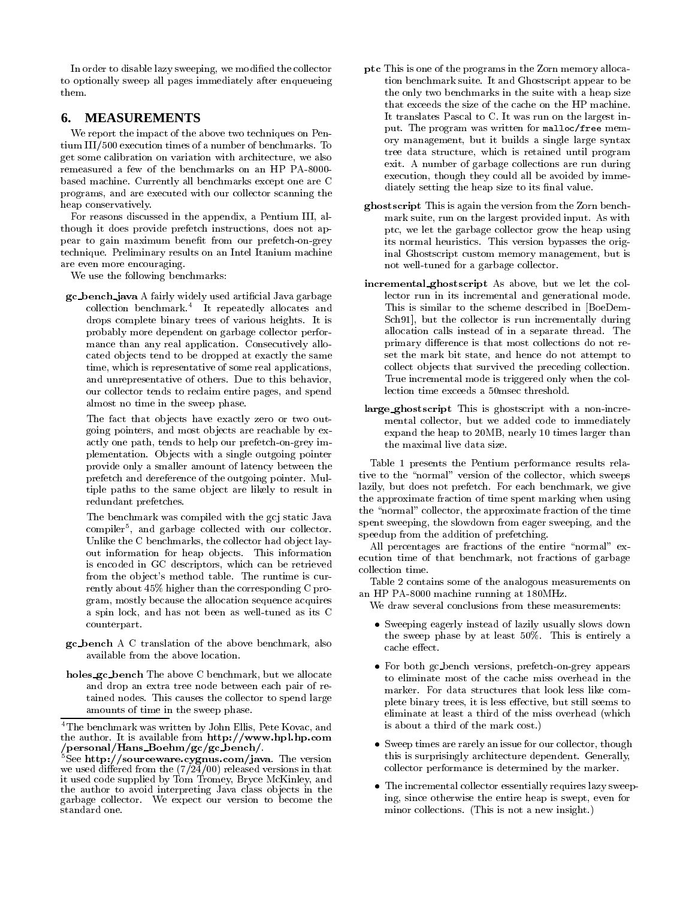In order to disable lazy sweeping, we modified the collector to optionally sweep all pages immediately after enqueueing them.

## 6. MEASUREMENTS

We report the impact of the above two techniques on Pentium III/500 execution times of a number of benchmarks. To get some calibration on variation with architecture, we also remeasured a few of the benchmarks on an HP PA-8000-based machine. Currently all benchmarks except one are C programs, and are executed with our collector scanning the heap conservatively.

For reasons discussed in the appendix, a Pentium III, although it does provide prefetch instructions, does not appear to gain maximum benefit from our prefetch-on-grey technique. Preliminary results on an Intel Itanium machine are even more encouraging.

We use the following benchmarks:

**gc_bench_java** A fairly widely used artificial Java garbage collection benchmark.[4] It repeatedly allocates and drops complete binary trees of various heights. It is probably more dependent on garbage collector performance than any real application. Consecutively allocated objects tend to be dropped at exactly the same time, which is representative of some real applications, and unrepresentative of others. Due to this behavior, our collector tends to reclaim entire pages, and spend almost no time in the sweep phase.

The fact that objects have exactly zero or two outgoing pointers, and most objects are reachable by exactly one path, tends to help our prefetch-on-grey implementation. Objects with a single outgoing pointer provide only a smaller amount of latency between the prefetch and dereference of the outgoing pointer. Multiple paths to the same object are likely to result in redundant prefetches.

The benchmark was compiled with the gcj static Java compiler[5], and garbage collected with our collector. Unlike the C benchmarks, the collector had object layout information for heap objects. This information is encoded in GC descriptors, which can be retrieved from the object's method table. The runtime is currently about 45% higher than the corresponding C program, mostly because the allocation sequence acquires a spin lock, and has not been as well-tuned as its C counterpart.

**gc_bench** A C translation of the above benchmark, also available from the above location.

**holes_gc_bench** The above C benchmark, but we allocate and drop an extra tree node between each pair of retained nodes. This causes the collector to spend large amounts of time in the sweep phase.

**ptc** This is one of the programs in the Zorn memory allocation benchmark suite. It and Ghostscript appear to be the only two benchmarks in the suite with a heap size that exceeds the size of the cache on the HP machine. It translates Pascal to C. It was run on the largest input. The program was written for `malloc/free` memory management, but it builds a single large syntax tree data structure, which is retained until program exit. A number of garbage collections are run during execution, though they could all be avoided by immediately setting the heap size to its final value.

**ghostscript** This is again the version from the Zorn benchmark suite, run on the largest provided input. As with ptc, we let the garbage collector grow the heap using its normal heuristics. This version bypasses the original Ghostscript custom memory management, but is not well-tuned for a garbage collector.

**incremental_ghostscript** As above, but we let the collector run in its incremental and generational mode. This is similar to the scheme described in [BoeDemSch91], but the collector is run incrementally during allocation calls instead of in a separate thread. The primary difference is that most collections do not reset the mark bit state, and hence do not attempt to collect objects that survived the preceding collection. True incremental mode is triggered only when the collection time exceeds a 50msec threshold.

**large_ghostscript** This is ghostscript with a non-incremental collector, but we added code to immediately expand the heap to 20MB, nearly 10 times larger than the maximal live data size.

Table 1 presents the Pentium performance results relative to the "normal" version of the collector, which sweeps lazily, but does not prefetch. For each benchmark, we give the approximate fraction of time spent marking when using the "normal" collector, the approximate fraction of the time spent sweeping, the slowdown from eager sweeping, and the speedup from the addition of prefetching.

All percentages are fractions of the entire "normal" execution time of that benchmark, not fractions of garbage collection time.

Table 2 contains some of the analogous measurements on an HP PA-8000 machine running at 180MHz.

We draw several conclusions from these measurements:

- Sweeping eagerly instead of lazily usually slows down the sweep phase by at least 50%. This is entirely a cache effect.
- For both gc_bench versions, prefetch-on-grey appears to eliminate most of the cache miss overhead in the marker. For data structures that look less like complete binary trees, it is less effective, but still seems to eliminate at least a third of the miss overhead (which is about a third of the mark cost.)
- Sweep times are rarely an issue for our collector, though this is surprisingly architecture dependent. Generally, collector performance is determined by the marker.
- The incremental collector essentially requires lazy sweeping, since otherwise the entire heap is swept, even for minor collections. (This is not a new insight.)

[4] The benchmark was written by John Ellis, Pete Kovac, and the author. It is available from **http://www.hpl.hp.com/personal/Hans_Boehm/gc/gc_bench/**.

[5] See **http://sourceware.cygnus.com/java**. The version we used differed from the (7/24/00) released versions in that it used code supplied by Tom Tromey, Bryce McKinley, and the author to avoid interpreting Java class objects in the garbage collector. We expect our version to become the standard one.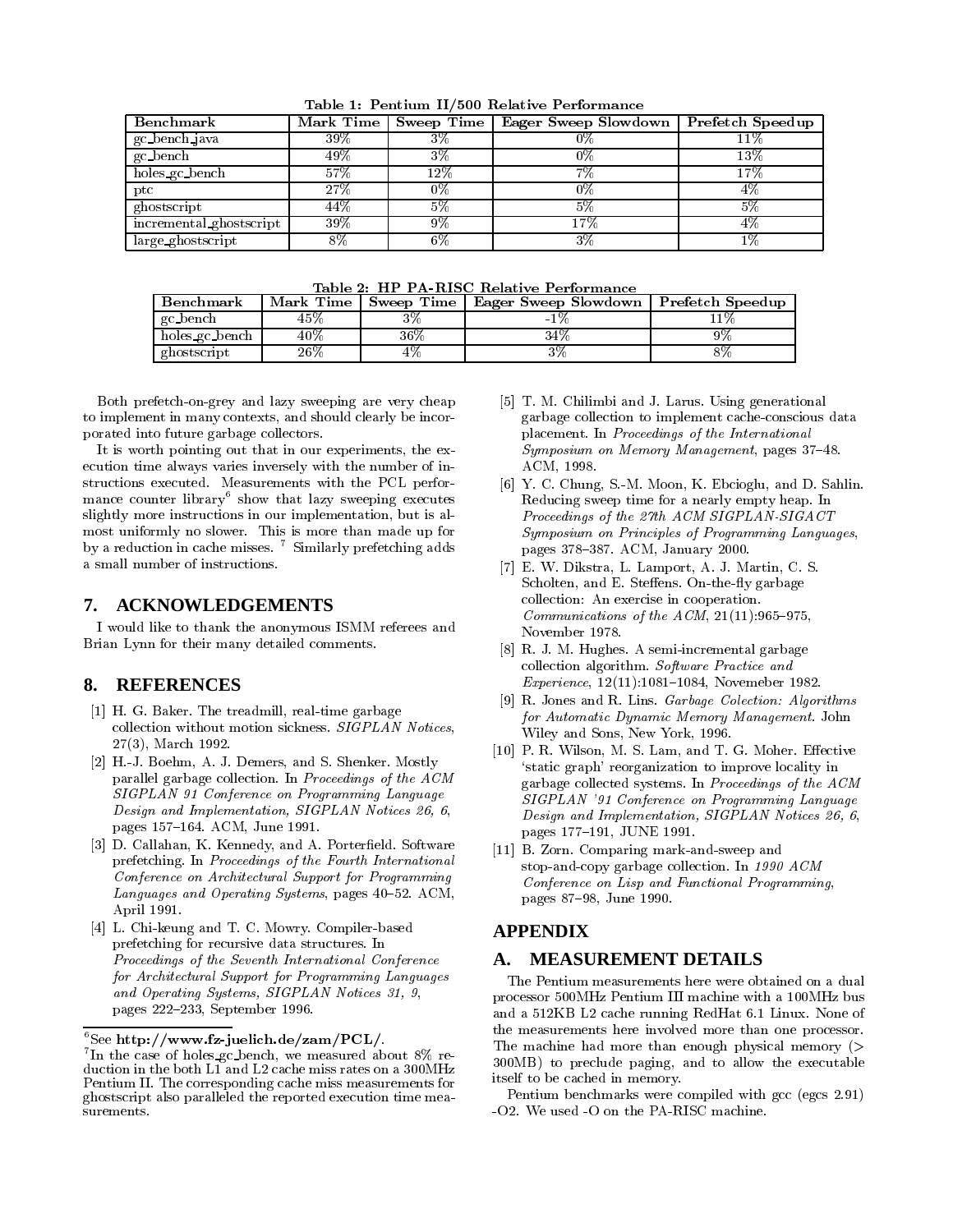Table 1: Pentium II/500 Relative Performance

| Benchmark | Mark Time | Sweep Time | Eager Sweep Slowdown | Prefetch Speedup |
|---|---|---|---|---|
| gc_bench_java | 39% | 3% | 0% | 11% |
| gc_bench | 49% | 3% | 0% | 13% |
| holes_gc_bench | 57% | 12% | 7% | 17% |
| ptc | 27% | 0% | 0% | 4% |
| ghostscript | 44% | 5% | 5% | 5% |
| incremental_ghostscript | 39% | 9% | 17% | 4% |
| large_ghostscript | 8% | 6% | 3% | 1% |

Table 2: HP PA-RISC Relative Performance

| Benchmark | Mark Time | Sweep Time | Eager Sweep Slowdown | Prefetch Speedup |
|---|---|---|---|---|
| gc_bench | 45% | 3% | -1% | 11% |
| holes_gc_bench | 40% | 36% | 34% | 9% |
| ghostscript | 26% | 4% | 3% | 8% |

Both prefetch-on-grey and lazy sweeping are very cheap to implement in many contexts, and should clearly be incorporated into future garbage collectors.

It is worth pointing out that in our experiments, the execution time always varies inversely with the number of instructions executed. Measurements with the PCL performance counter library[6] show that lazy sweeping executes slightly more instructions in our implementation, but is almost uniformly no slower. This is more than made up for by a reduction in cache misses. [7] Similarly prefetching adds a small number of instructions.

## 7. ACKNOWLEDGEMENTS

I would like to thank the anonymous ISMM referees and Brian Lynn for their many detailed comments.

## 8. REFERENCES

[1] H. G. Baker. The treadmill, real-time garbage collection without motion sickness. *SIGPLAN Notices*, 27(3), March 1992.

[2] H.-J. Boehm, A. J. Demers, and S. Shenker. Mostly parallel garbage collection. In *Proceedings of the ACM SIGPLAN 91 Conference on Programming Language Design and Implementation, SIGPLAN Notices 26, 6*, pages 157–164. ACM, June 1991.

[3] D. Callahan, K. Kennedy, and A. Porterfield. Software prefetching. In *Proceedings of the Fourth International Conference on Architectural Support for Programming Languages and Operating Systems*, pages 40–52. ACM, April 1991.

[4] L. Chi-keung and T. C. Mowry. Compiler-based prefetching for recursive data structures. In *Proceedings of the Seventh International Conference for Architectural Support for Programming Languages and Operating Systems, SIGPLAN Notices 31, 9*, pages 222–233, September 1996.

[5] T. M. Chilimbi and J. Larus. Using generational garbage collection to implement cache-conscious data placement. In *Proceedings of the International Symposium on Memory Management*, pages 37–48. ACM, 1998.

[6] Y. C. Chung, S.-M. Moon, K. Ebcioglu, and D. Sahlin. Reducing sweep time for a nearly empty heap. In *Proceedings of the 27th ACM SIGPLAN-SIGACT Symposium on Principles of Programming Languages*, pages 378–387. ACM, January 2000.

[7] E. W. Dikstra, L. Lamport, A. J. Martin, C. S. Scholten, and E. Steffens. On-the-fly garbage collection: An exercise in cooperation. *Communications of the ACM*, 21(11):965–975, November 1978.

[8] R. J. M. Hughes. A semi-incremental garbage collection algorithm. *Software Practice and Experience*, 12(11):1081–1084, Novemeber 1982.

[9] R. Jones and R. Lins. *Garbage Colection: Algorithms for Automatic Dynamic Memory Management*. John Wiley and Sons, New York, 1996.

[10] P. R. Wilson, M. S. Lam, and T. G. Moher. Effective 'static graph' reorganization to improve locality in garbage collected systems. In *Proceedings of the ACM SIGPLAN '91 Conference on Programming Language Design and Implementation, SIGPLAN Notices 26, 6*, pages 177–191, JUNE 1991.

[11] B. Zorn. Comparing mark-and-sweep and stop-and-copy garbage collection. In *1990 ACM Conference on Lisp and Functional Programming*, pages 87–98, June 1990.

# APPENDIX

## A. MEASUREMENT DETAILS

The Pentium measurements here were obtained on a dual processor 500MHz Pentium III machine with a 100MHz bus and a 512KB L2 cache running RedHat 6.1 Linux. None of the measurements here involved more than one processor. The machine had more than enough physical memory (> 300MB) to preclude paging, and to allow the executable itself to be cached in memory.

Pentium benchmarks were compiled with gcc (egcs 2.91) -O2. We used -O on the PA-RISC machine.

---

[6] See **http://www.fz-juelich.de/zam/PCL/**.

[7] In the case of holes_gc_bench, we measured about 8% reduction in the both L1 and L2 cache miss rates on a 300MHz Pentium II. The corresponding cache miss measurements for ghostscript also paralleled the reported execution time measurements.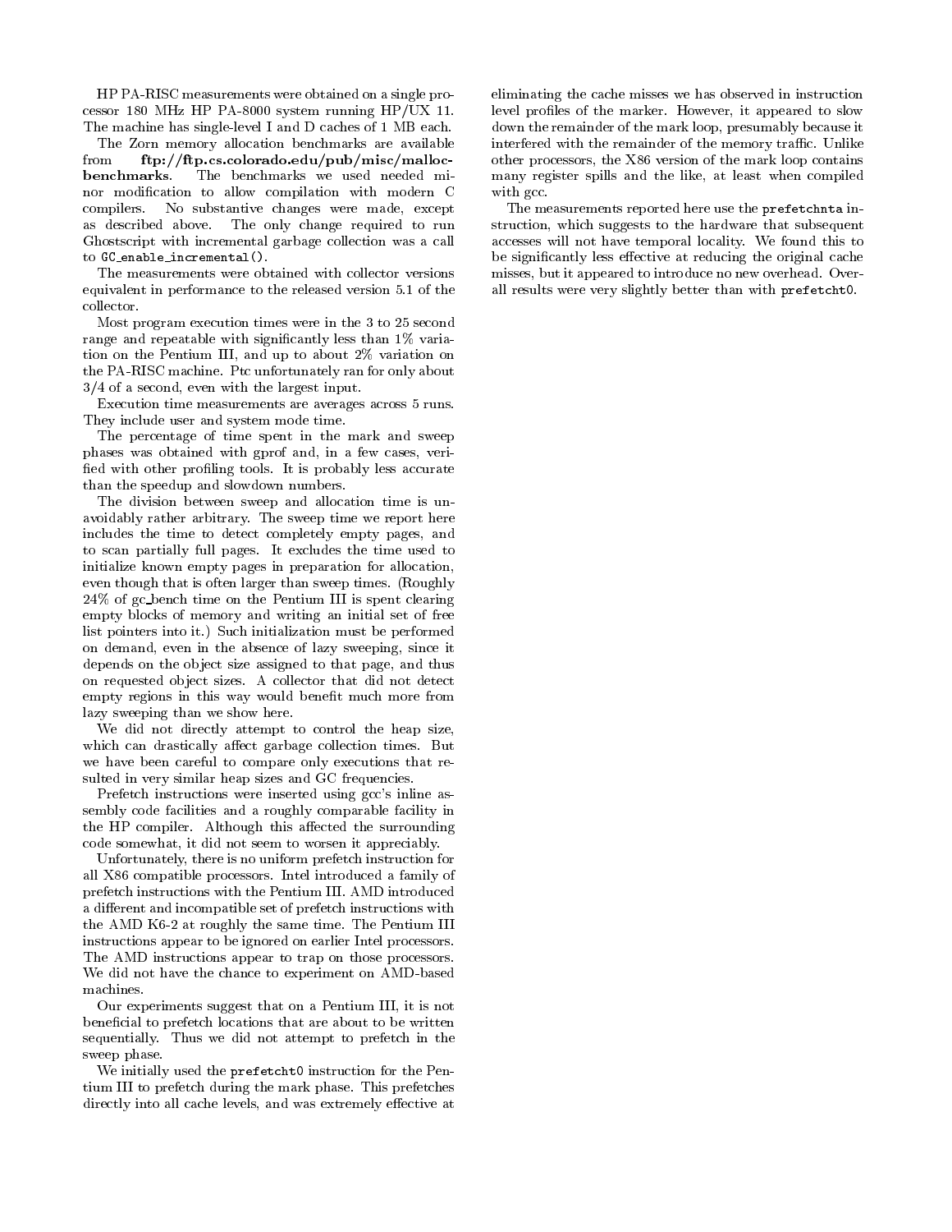HP PA-RISC measurements were obtained on a single processor 180 MHz HP PA-8000 system running HP/UX 11. The machine has single-level I and D caches of 1 MB each.

The Zorn memory allocation benchmarks are available from **ftp://ftp.cs.colorado.edu/pub/misc/malloc-benchmarks**. The benchmarks we used needed minor modification to allow compilation with modern C compilers. No substantive changes were made, except as described above. The only change required to run Ghostscript with incremental garbage collection was a call to `GC_enable_incremental()`.

The measurements were obtained with collector versions equivalent in performance to the released version 5.1 of the collector.

Most program execution times were in the 3 to 25 second range and repeatable with significantly less than 1% variation on the Pentium III, and up to about 2% variation on the PA-RISC machine. Ptc unfortunately ran for only about 3/4 of a second, even with the largest input.

Execution time measurements are averages across 5 runs. They include user and system mode time.

The percentage of time spent in the mark and sweep phases was obtained with gprof and, in a few cases, verified with other profiling tools. It is probably less accurate than the speedup and slowdown numbers.

The division between sweep and allocation time is unavoidably rather arbitrary. The sweep time we report here includes the time to detect completely empty pages, and to scan partially full pages. It excludes the time used to initialize known empty pages in preparation for allocation, even though that is often larger than sweep times. (Roughly 24% of gc_bench time on the Pentium III is spent clearing empty blocks of memory and writing an initial set of free list pointers into it.) Such initialization must be performed on demand, even in the absence of lazy sweeping, since it depends on the object size assigned to that page, and thus on requested object sizes. A collector that did not detect empty regions in this way would benefit much more from lazy sweeping than we show here.

We did not directly attempt to control the heap size, which can drastically affect garbage collection times. But we have been careful to compare only executions that resulted in very similar heap sizes and GC frequencies.

Prefetch instructions were inserted using gcc's inline assembly code facilities and a roughly comparable facility in the HP compiler. Although this affected the surrounding code somewhat, it did not seem to worsen it appreciably.

Unfortunately, there is no uniform prefetch instruction for all X86 compatible processors. Intel introduced a family of prefetch instructions with the Pentium III. AMD introduced a different and incompatible set of prefetch instructions with the AMD K6-2 at roughly the same time. The Pentium III instructions appear to be ignored on earlier Intel processors. The AMD instructions appear to trap on those processors. We did not have the chance to experiment on AMD-based machines.

Our experiments suggest that on a Pentium III, it is not beneficial to prefetch locations that are about to be written sequentially. Thus we did not attempt to prefetch in the sweep phase.

We initially used the `prefetcht0` instruction for the Pentium III to prefetch during the mark phase. This prefetches directly into all cache levels, and was extremely effective at eliminating the cache misses we has observed in instruction level profiles of the marker. However, it appeared to slow down the remainder of the mark loop, presumably because it interfered with the remainder of the memory traffic. Unlike other processors, the X86 version of the mark loop contains many register spills and the like, at least when compiled with gcc.

The measurements reported here use the `prefetchnta` instruction, which suggests to the hardware that subsequent accesses will not have temporal locality. We found this to be significantly less effective at reducing the original cache misses, but it appeared to introduce no new overhead. Overall results were very slightly better than with `prefetcht0`.